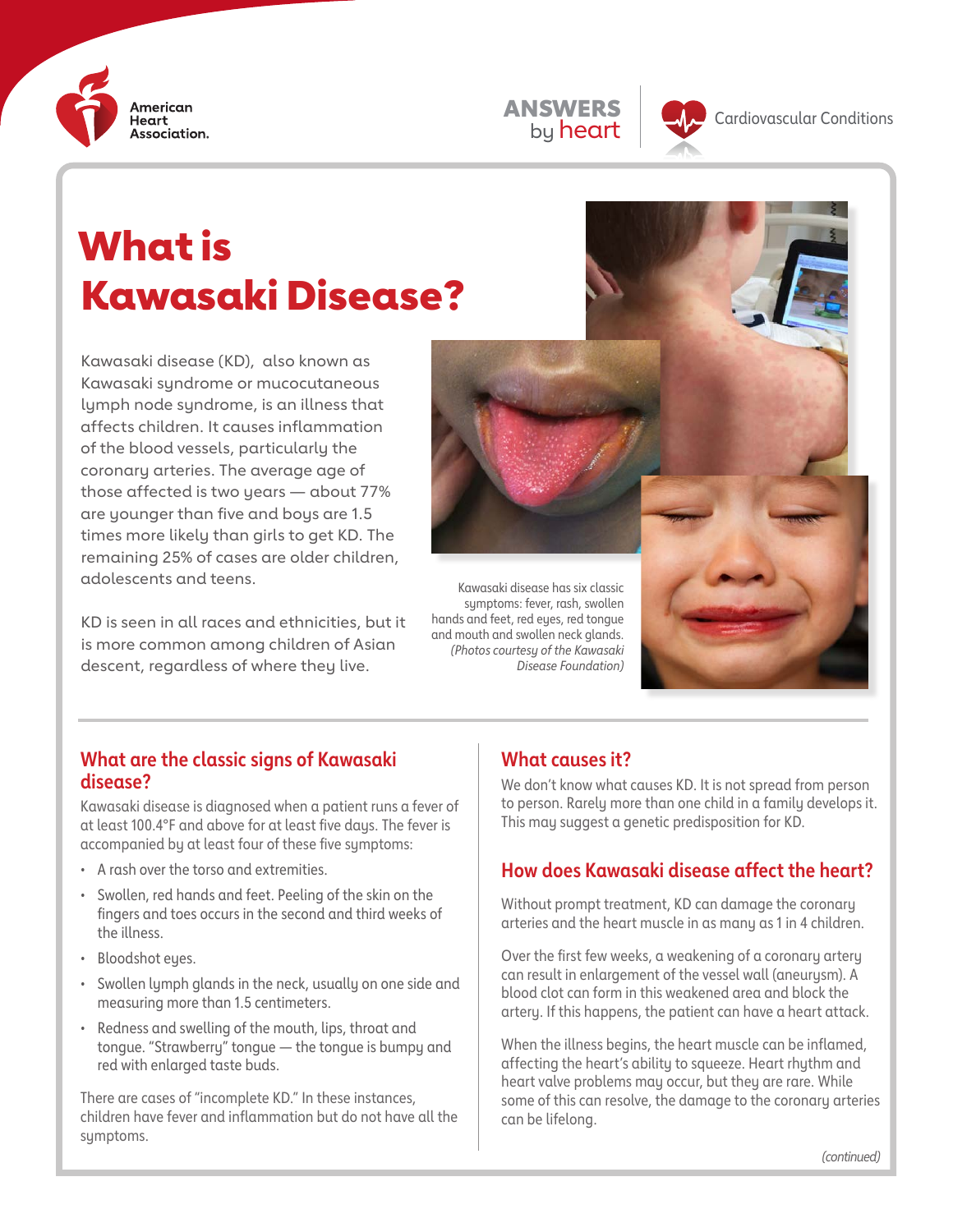American Heart Association.

ANSWERS by heart

Cardiovascular Conditions

# What is Kawasaki Disease?

Kawasaki disease (KD), also known as Kawasaki syndrome or mucocutaneous lymph node syndrome, is an illness that affects children. It causes inflammation of the blood vessels, particularly the coronary arteries. The average age of those affected is two years — about 77% are younger than five and boys are 1.5 times more likely than girls to get KD. The remaining 25% of cases are older children, adolescents and teens.

KD is seen in all races and ethnicities, but it is more common among children of Asian descent, regardless of where they live.

Kawasaki disease has six classic symptoms: fever, rash, swollen hands and feet, red eyes, red tongue and mouth and swollen neck glands. *(Photos courtesy of the Kawasaki Disease Foundation)*

## What are the classic signs of Kawasaki disease?

Kawasaki disease is diagnosed when a patient runs a fever of at least 100.4°F and above for at least five days. The fever is accompanied by at least four of these five symptoms:

- A rash over the torso and extremities.
- Swollen, red hands and feet. Peeling of the skin on the fingers and toes occurs in the second and third weeks of the illness.
- Bloodshot eyes.
- Swollen lymph glands in the neck, usually on one side and measuring more than 1.5 centimeters.
- Redness and swelling of the mouth, lips, throat and tongue. "Strawberry" tongue — the tongue is bumpy and red with enlarged taste buds.

There are cases of "incomplete KD." In these instances, children have fever and inflammation but do not have all the symptoms.

## What causes it?

We don't know what causes KD. It is not spread from person to person. Rarely more than one child in a family develops it. This may suggest a genetic predisposition for KD.

## How does Kawasaki disease affect the heart?

Without prompt treatment, KD can damage the coronary arteries and the heart muscle in as many as 1 in 4 children.

Over the first few weeks, a weakening of a coronary artery can result in enlargement of the vessel wall (aneurysm). A blood clot can form in this weakened area and block the artery. If this happens, the patient can have a heart attack.

When the illness begins, the heart muscle can be inflamed, affecting the heart's ability to squeeze. Heart rhythm and heart valve problems may occur, but they are rare. While some of this can resolve, the damage to the coronary arteries can be lifelong.

*(continued)*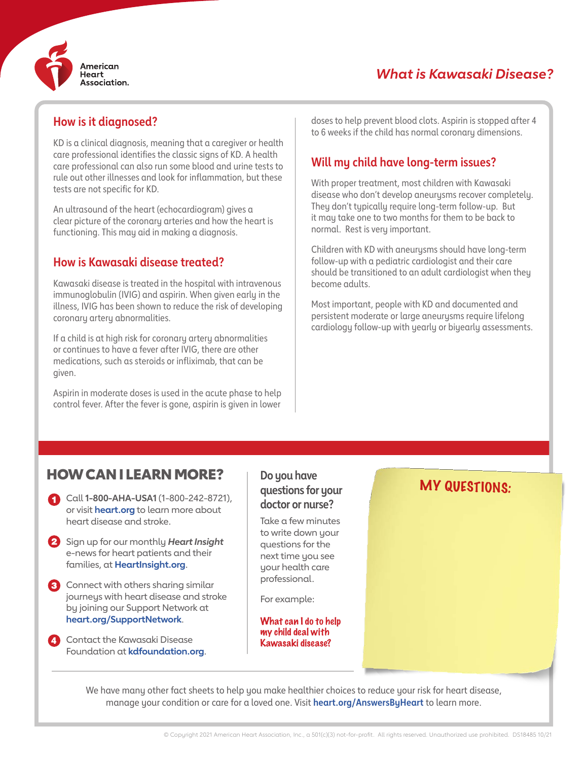## What is Kawasaki Disease?

### How is it diagnosed?

KD is a clinical diagnosis, meaning that a caregiver or health care professional identifies the classic signs of KD. A health care professional can also run some blood and urine tests to rule out other illnesses and look for inflammation, but these tests are not specific for KD.

An ultrasound of the heart (echocardiogram) gives a clear picture of the coronary arteries and how the heart is functioning. This may aid in making a diagnosis.

### How is Kawasaki disease treated?

Kawasaki disease is treated in the hospital with intravenous immunoglobulin (IVIG) and aspirin. When given early in the illness, IVIG has been shown to reduce the risk of developing coronary artery abnormalities.

If a child is at high risk for coronary artery abnormalities or continues to have a fever after IVIG, there are other medications, such as steroids or infliximab, that can be given.

Aspirin in moderate doses is used in the acute phase to help control fever. After the fever is gone, aspirin is given in lower doses to help prevent blood clots. Aspirin is stopped after 4 to 6 weeks if the child has normal coronary dimensions.

### Will my child have long-term issues?

With proper treatment, most children with Kawasaki disease who don't develop aneurysms recover completely. They don't typically require long-term follow-up. But it may take one to two months for them to be back to normal. Rest is very important.

Children with KD with aneurysms should have long-term follow-up with a pediatric cardiologist and their care should be transitioned to an adult cardiologist when they become adults.

Most important, people with KD and documented and persistent moderate or large aneurysms require lifelong cardiology follow-up with yearly or biyearly assessments.

## HOW CAN I LEARN MORE?

1. Call **1-800-AHA-USA1** (1-800-242-8721), or visit **heart.org** to learn more about heart disease and stroke.
2. Sign up for our monthly ***Heart Insight*** e-news for heart patients and their families, at **HeartInsight.org**.
3. Connect with others sharing similar journeys with heart disease and stroke by joining our Support Network at **heart.org/SupportNetwork**.
4. Contact the Kawasaki Disease Foundation at **kdfoundation.org**.

### Do you have questions for your doctor or nurse?

Take a few minutes to write down your questions for the next time you see your health care professional.

For example:

**What can I do to help my child deal with Kawasaki disease?**

### MY QUESTIONS:

We have many other fact sheets to help you make healthier choices to reduce your risk for heart disease, manage your condition or care for a loved one. Visit **heart.org/AnswersByHeart** to learn more.

© Copyright 2021 American Heart Association, Inc., a 501(c)(3) not-for-profit. All rights reserved. Unauthorized use prohibited. DS18485 10/21